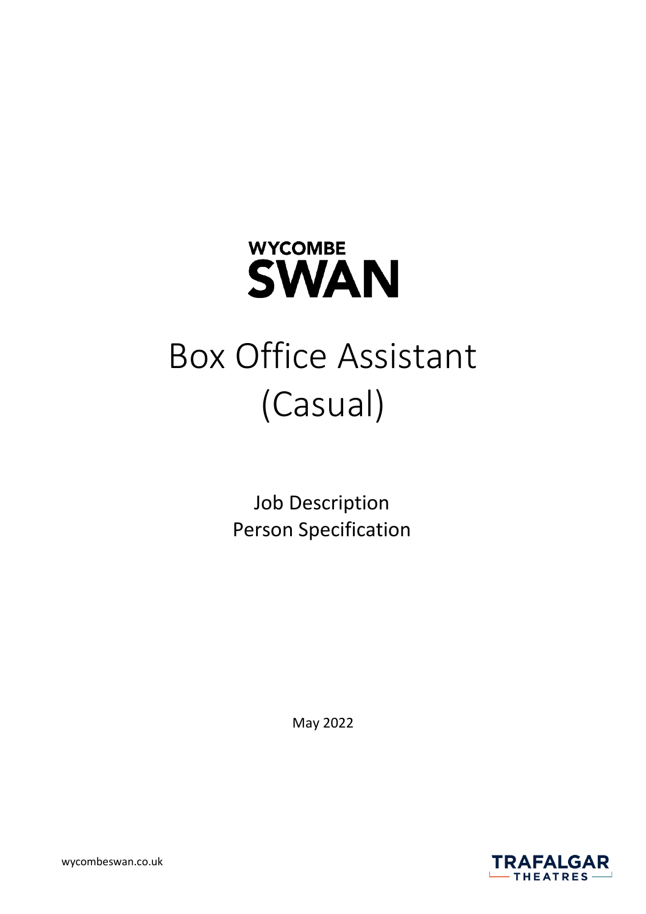WYCOMBE SWAN

# Box Office Assistant (Casual)

Job Description
Person Specification

May 2022

wycombeswan.co.uk

TRAFALGAR THEATRES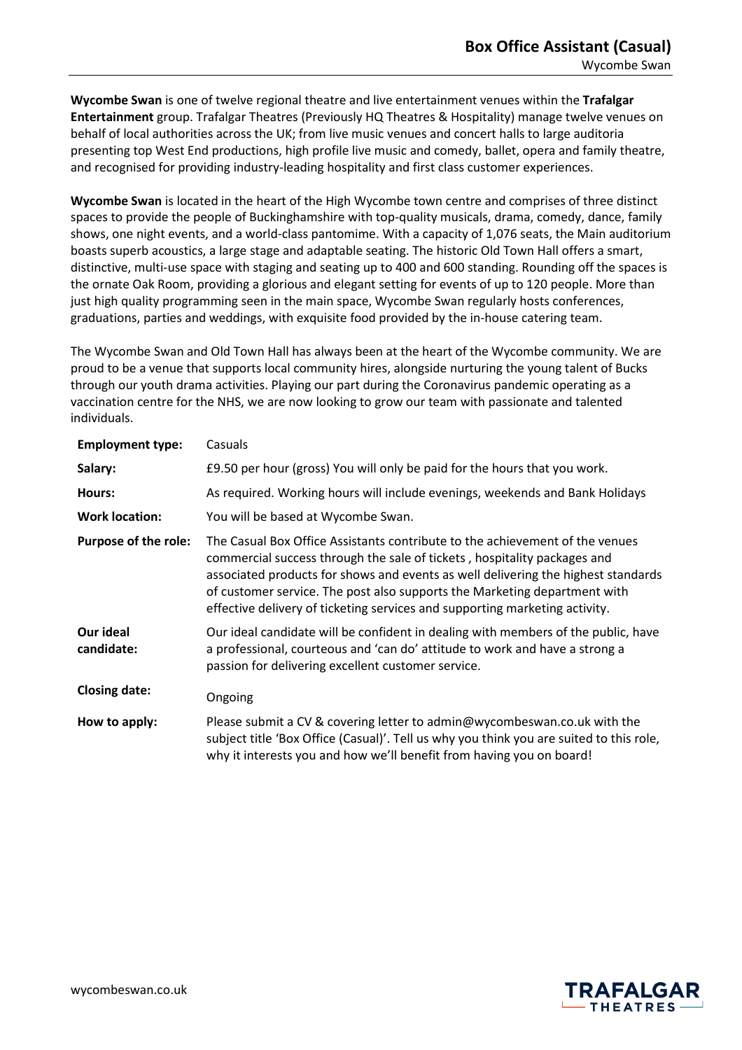## Box Office Assistant (Casual)

Wycombe Swan

**Wycombe Swan** is one of twelve regional theatre and live entertainment venues within the **Trafalgar Entertainment** group. Trafalgar Theatres (Previously HQ Theatres & Hospitality) manage twelve venues on behalf of local authorities across the UK; from live music venues and concert halls to large auditoria presenting top West End productions, high profile live music and comedy, ballet, opera and family theatre, and recognised for providing industry-leading hospitality and first class customer experiences.

**Wycombe Swan** is located in the heart of the High Wycombe town centre and comprises of three distinct spaces to provide the people of Buckinghamshire with top-quality musicals, drama, comedy, dance, family shows, one night events, and a world-class pantomime. With a capacity of 1,076 seats, the Main auditorium boasts superb acoustics, a large stage and adaptable seating. The historic Old Town Hall offers a smart, distinctive, multi-use space with staging and seating up to 400 and 600 standing. Rounding off the spaces is the ornate Oak Room, providing a glorious and elegant setting for events of up to 120 people. More than just high quality programming seen in the main space, Wycombe Swan regularly hosts conferences, graduations, parties and weddings, with exquisite food provided by the in-house catering team.

The Wycombe Swan and Old Town Hall has always been at the heart of the Wycombe community. We are proud to be a venue that supports local community hires, alongside nurturing the young talent of Bucks through our youth drama activities. Playing our part during the Coronavirus pandemic operating as a vaccination centre for the NHS, we are now looking to grow our team with passionate and talented individuals.

| | |
|---|---|
| **Employment type:** | Casuals |
| **Salary:** | £9.50 per hour (gross) You will only be paid for the hours that you work. |
| **Hours:** | As required. Working hours will include evenings, weekends and Bank Holidays |
| **Work location:** | You will be based at Wycombe Swan. |
| **Purpose of the role:** | The Casual Box Office Assistants contribute to the achievement of the venues commercial success through the sale of tickets , hospitality packages and associated products for shows and events as well delivering the highest standards of customer service. The post also supports the Marketing department with effective delivery of ticketing services and supporting marketing activity. |
| **Our ideal candidate:** | Our ideal candidate will be confident in dealing with members of the public, have a professional, courteous and 'can do' attitude to work and have a strong a passion for delivering excellent customer service. |
| **Closing date:** | Ongoing |
| **How to apply:** | Please submit a CV & covering letter to admin@wycombeswan.co.uk with the subject title 'Box Office (Casual)'. Tell us why you think you are suited to this role, why it interests you and how we'll benefit from having you on board! |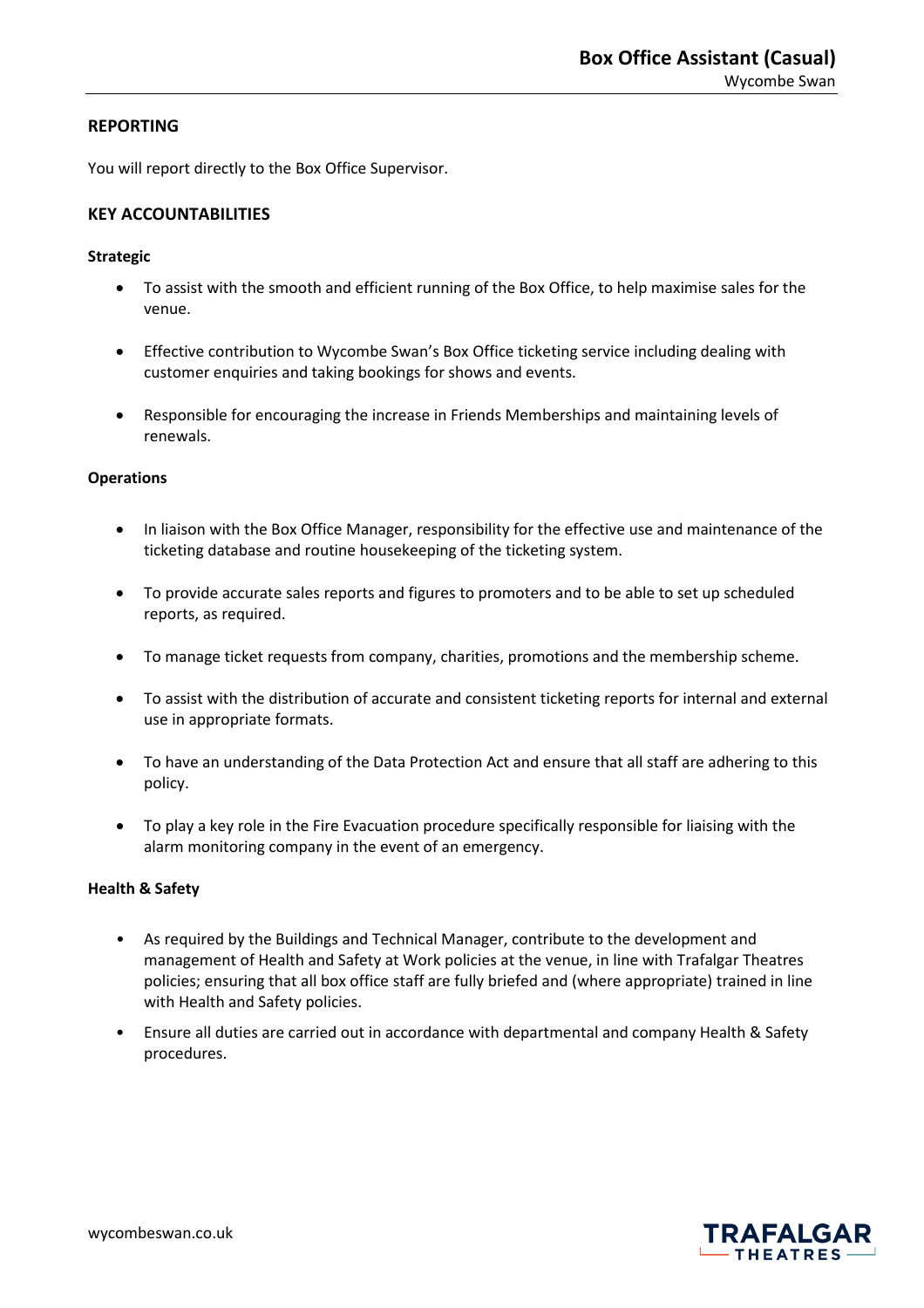## REPORTING

You will report directly to the Box Office Supervisor.

## KEY ACCOUNTABILITIES

**Strategic**

- To assist with the smooth and efficient running of the Box Office, to help maximise sales for the venue.
- Effective contribution to Wycombe Swan's Box Office ticketing service including dealing with customer enquiries and taking bookings for shows and events.
- Responsible for encouraging the increase in Friends Memberships and maintaining levels of renewals.

**Operations**

- In liaison with the Box Office Manager, responsibility for the effective use and maintenance of the ticketing database and routine housekeeping of the ticketing system.
- To provide accurate sales reports and figures to promoters and to be able to set up scheduled reports, as required.
- To manage ticket requests from company, charities, promotions and the membership scheme.
- To assist with the distribution of accurate and consistent ticketing reports for internal and external use in appropriate formats.
- To have an understanding of the Data Protection Act and ensure that all staff are adhering to this policy.
- To play a key role in the Fire Evacuation procedure specifically responsible for liaising with the alarm monitoring company in the event of an emergency.

**Health & Safety**

- As required by the Buildings and Technical Manager, contribute to the development and management of Health and Safety at Work policies at the venue, in line with Trafalgar Theatres policies; ensuring that all box office staff are fully briefed and (where appropriate) trained in line with Health and Safety policies.
- Ensure all duties are carried out in accordance with departmental and company Health & Safety procedures.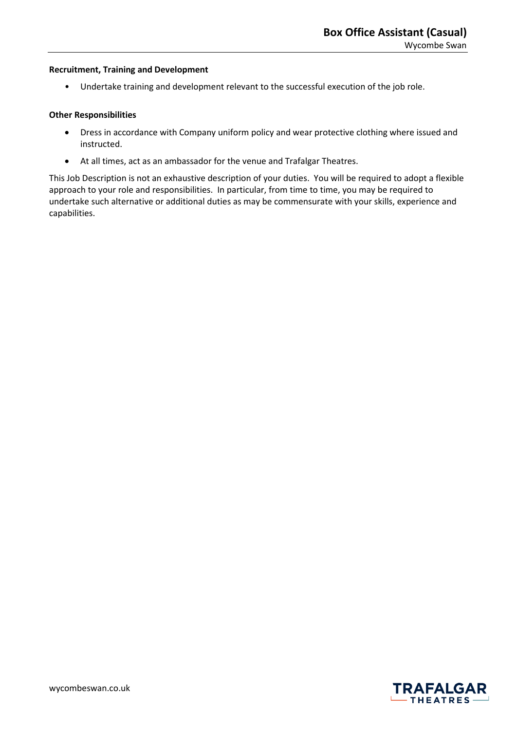**Recruitment, Training and Development**

- Undertake training and development relevant to the successful execution of the job role.

**Other Responsibilities**

- Dress in accordance with Company uniform policy and wear protective clothing where issued and instructed.
- At all times, act as an ambassador for the venue and Trafalgar Theatres.

This Job Description is not an exhaustive description of your duties. You will be required to adopt a flexible approach to your role and responsibilities. In particular, from time to time, you may be required to undertake such alternative or additional duties as may be commensurate with your skills, experience and capabilities.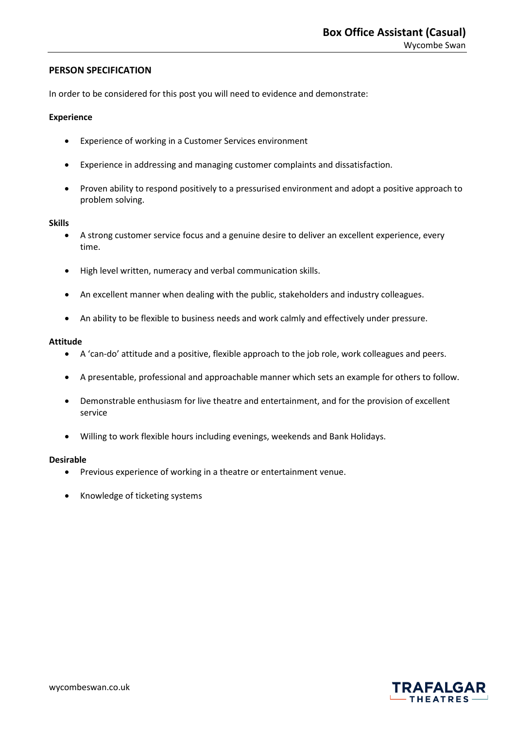## PERSON SPECIFICATION

In order to be considered for this post you will need to evidence and demonstrate:

**Experience**

- Experience of working in a Customer Services environment
- Experience in addressing and managing customer complaints and dissatisfaction.
- Proven ability to respond positively to a pressurised environment and adopt a positive approach to problem solving.

**Skills**

- A strong customer service focus and a genuine desire to deliver an excellent experience, every time.
- High level written, numeracy and verbal communication skills.
- An excellent manner when dealing with the public, stakeholders and industry colleagues.
- An ability to be flexible to business needs and work calmly and effectively under pressure.

**Attitude**

- A 'can-do' attitude and a positive, flexible approach to the job role, work colleagues and peers.
- A presentable, professional and approachable manner which sets an example for others to follow.
- Demonstrable enthusiasm for live theatre and entertainment, and for the provision of excellent service
- Willing to work flexible hours including evenings, weekends and Bank Holidays.

**Desirable**

- Previous experience of working in a theatre or entertainment venue.
- Knowledge of ticketing systems